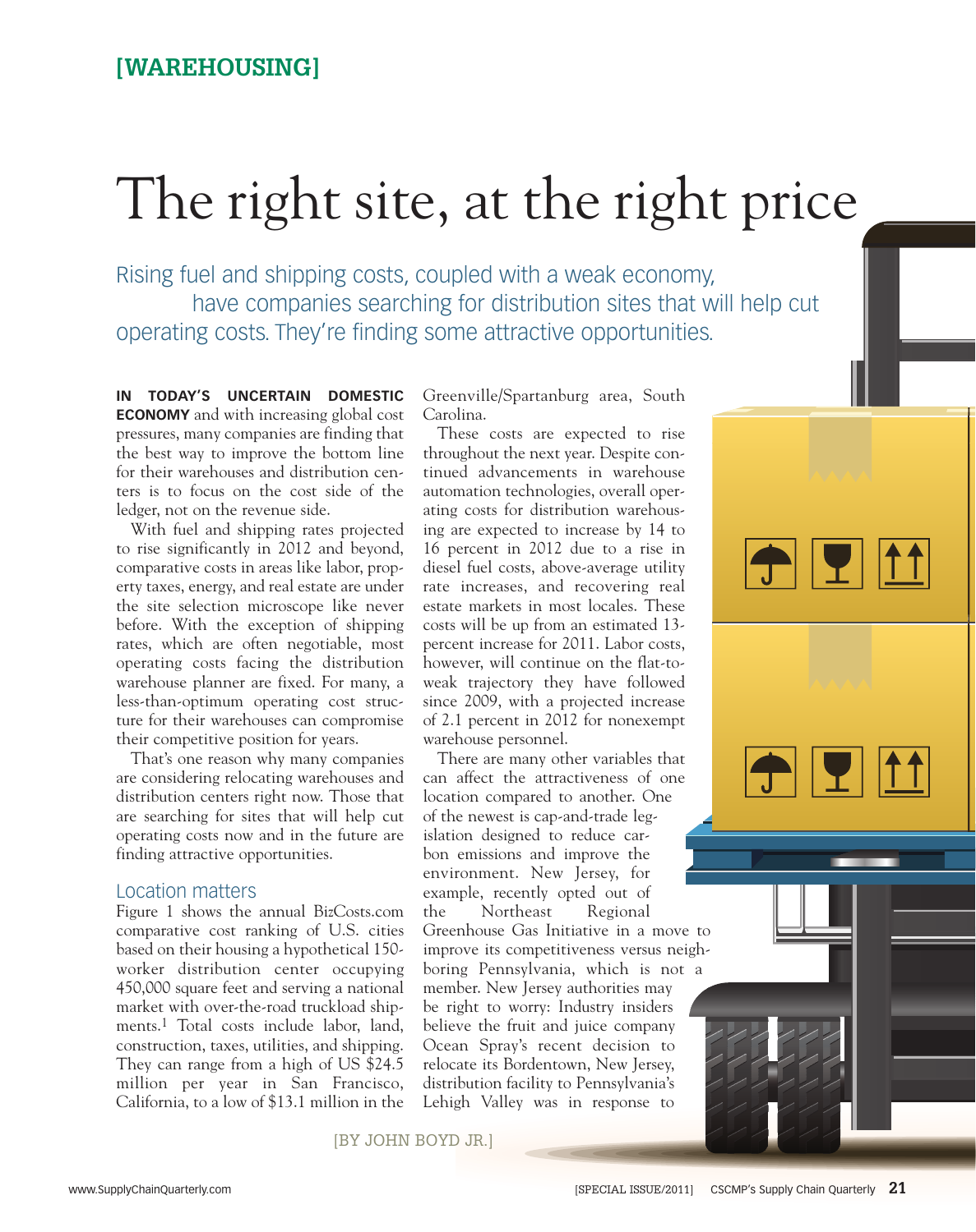**[WAREHOUSING]**

# The right site, at the right price

## Rising fuel and shipping costs, coupled with a weak economy, have companies searching for distribution sites that will help cut operating costs. They're finding some attractive opportunities.

[BY JOHN BOYD JR.]

**IN TODAY'S UNCERTAIN DOMESTIC ECONOMY** and with increasing global cost pressures, many companies are finding that the best way to improve the bottom line for their warehouses and distribution centers is to focus on the cost side of the ledger, not on the revenue side.

With fuel and shipping rates projected to rise significantly in 2012 and beyond, comparative costs in areas like labor, property taxes, energy, and real estate are under the site selection microscope like never before. With the exception of shipping rates, which are often negotiable, most operating costs facing the distribution warehouse planner are fixed. For many, a less-than-optimum operating cost structure for their warehouses can compromise their competitive position for years.

That's one reason why many companies are considering relocating warehouses and distribution centers right now. Those that are searching for sites that will help cut operating costs now and in the future are finding attractive opportunities.

### Location matters

Figure 1 shows the annual BizCosts.com comparative cost ranking of U.S. cities based on their housing a hypothetical 150-worker distribution center occupying 450,000 square feet and serving a national market with over-the-road truckload shipments.[1] Total costs include labor, land, construction, taxes, utilities, and shipping. They can range from a high of US $24.5 million per year in San Francisco, California, to a low of $13.1 million in the Greenville/Spartanburg area, South Carolina.

These costs are expected to rise throughout the next year. Despite continued advancements in warehouse automation technologies, overall operating costs for distribution warehousing are expected to increase by 14 to 16 percent in 2012 due to a rise in diesel fuel costs, above-average utility rate increases, and recovering real estate markets in most locales. These costs will be up from an estimated 13-percent increase for 2011. Labor costs, however, will continue on the flat-to-weak trajectory they have followed since 2009, with a projected increase of 2.1 percent in 2012 for nonexempt warehouse personnel.

There are many other variables that can affect the attractiveness of one location compared to another. One of the newest is cap-and-trade legislation designed to reduce carbon emissions and improve the environment. New Jersey, for example, recently opted out of the Northeast Regional Greenhouse Gas Initiative in a move to improve its competitiveness versus neighboring Pennsylvania, which is not a member. New Jersey authorities may be right to worry: Industry insiders believe the fruit and juice company Ocean Spray's recent decision to relocate its Bordentown, New Jersey, distribution facility to Pennsylvania's Lehigh Valley was in response to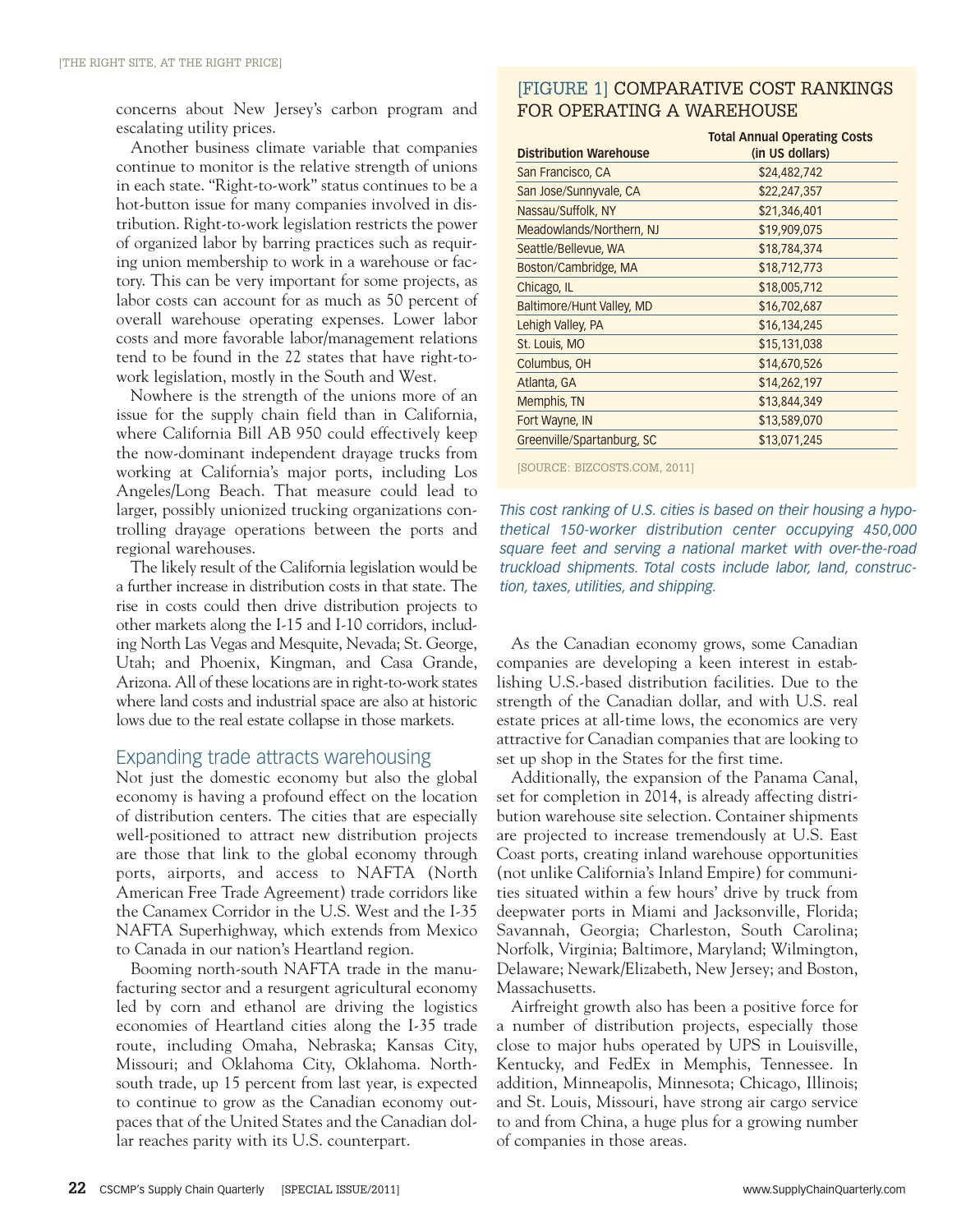concerns about New Jersey's carbon program and escalating utility prices.

Another business climate variable that companies continue to monitor is the relative strength of unions in each state. "Right-to-work" status continues to be a hot-button issue for many companies involved in distribution. Right-to-work legislation restricts the power of organized labor by barring practices such as requiring union membership to work in a warehouse or factory. This can be very important for some projects, as labor costs can account for as much as 50 percent of overall warehouse operating expenses. Lower labor costs and more favorable labor/management relations tend to be found in the 22 states that have right-to-work legislation, mostly in the South and West.

Nowhere is the strength of the unions more of an issue for the supply chain field than in California, where California Bill AB 950 could effectively keep the now-dominant independent drayage trucks from working at California's major ports, including Los Angeles/Long Beach. That measure could lead to larger, possibly unionized trucking organizations controlling drayage operations between the ports and regional warehouses.

The likely result of the California legislation would be a further increase in distribution costs in that state. The rise in costs could then drive distribution projects to other markets along the I-15 and I-10 corridors, including North Las Vegas and Mesquite, Nevada; St. George, Utah; and Phoenix, Kingman, and Casa Grande, Arizona. All of these locations are in right-to-work states where land costs and industrial space are also at historic lows due to the real estate collapse in those markets.

## Expanding trade attracts warehousing

Not just the domestic economy but also the global economy is having a profound effect on the location of distribution centers. The cities that are especially well-positioned to attract new distribution projects are those that link to the global economy through ports, airports, and access to NAFTA (North American Free Trade Agreement) trade corridors like the Canamex Corridor in the U.S. West and the I-35 NAFTA Superhighway, which extends from Mexico to Canada in our nation's Heartland region.

Booming north-south NAFTA trade in the manufacturing sector and a resurgent agricultural economy led by corn and ethanol are driving the logistics economies of Heartland cities along the I-35 trade route, including Omaha, Nebraska; Kansas City, Missouri; and Oklahoma City, Oklahoma. North-south trade, up 15 percent from last year, is expected to continue to grow as the Canadian economy outpaces that of the United States and the Canadian dollar reaches parity with its U.S. counterpart.

### [FIGURE 1] COMPARATIVE COST RANKINGS FOR OPERATING A WAREHOUSE

| Distribution Warehouse | Total Annual Operating Costs (in US dollars) |
|---|---|
| San Francisco, CA | $24,482,742 |
| San Jose/Sunnyvale, CA | $22,247,357 |
| Nassau/Suffolk, NY | $21,346,401 |
| Meadowlands/Northern, NJ | $19,909,075 |
| Seattle/Bellevue, WA | $18,784,374 |
| Boston/Cambridge, MA | $18,712,773 |
| Chicago, IL | $18,005,712 |
| Baltimore/Hunt Valley, MD | $16,702,687 |
| Lehigh Valley, PA | $16,134,245 |
| St. Louis, MO | $15,131,038 |
| Columbus, OH | $14,670,526 |
| Atlanta, GA | $14,262,197 |
| Memphis, TN | $13,844,349 |
| Fort Wayne, IN | $13,589,070 |
| Greenville/Spartanburg, SC | $13,071,245 |

[SOURCE: BIZCOSTS.COM, 2011]

*This cost ranking of U.S. cities is based on their housing a hypothetical 150-worker distribution center occupying 450,000 square feet and serving a national market with over-the-road truckload shipments. Total costs include labor, land, construction, taxes, utilities, and shipping.*

As the Canadian economy grows, some Canadian companies are developing a keen interest in establishing U.S.-based distribution facilities. Due to the strength of the Canadian dollar, and with U.S. real estate prices at all-time lows, the economics are very attractive for Canadian companies that are looking to set up shop in the States for the first time.

Additionally, the expansion of the Panama Canal, set for completion in 2014, is already affecting distribution warehouse site selection. Container shipments are projected to increase tremendously at U.S. East Coast ports, creating inland warehouse opportunities (not unlike California's Inland Empire) for communities situated within a few hours' drive by truck from deepwater ports in Miami and Jacksonville, Florida; Savannah, Georgia; Charleston, South Carolina; Norfolk, Virginia; Baltimore, Maryland; Wilmington, Delaware; Newark/Elizabeth, New Jersey; and Boston, Massachusetts.

Airfreight growth also has been a positive force for a number of distribution projects, especially those close to major hubs operated by UPS in Louisville, Kentucky, and FedEx in Memphis, Tennessee. In addition, Minneapolis, Minnesota; Chicago, Illinois; and St. Louis, Missouri, have strong air cargo service to and from China, a huge plus for a growing number of companies in those areas.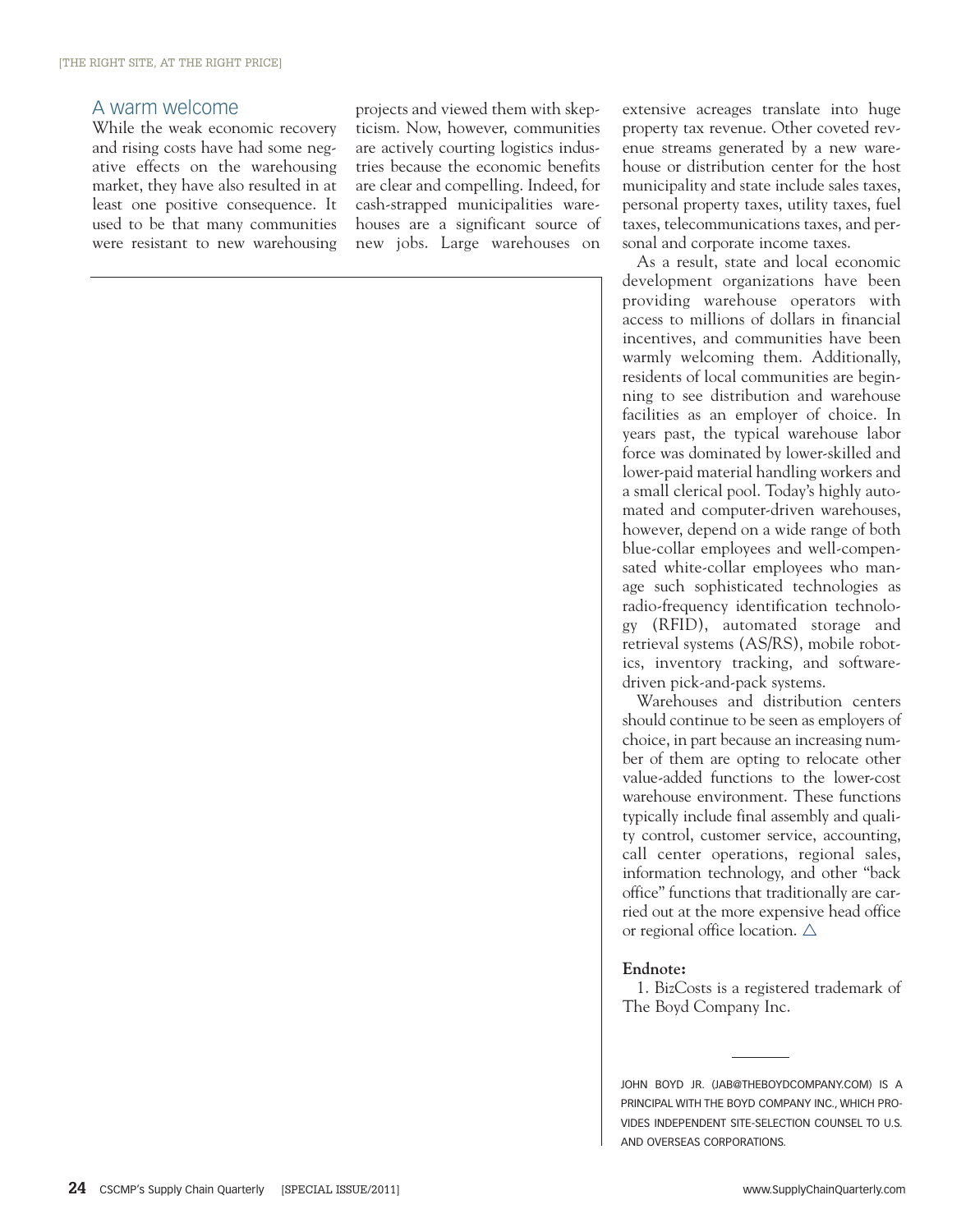## A warm welcome

While the weak economic recovery and rising costs have had some negative effects on the warehousing market, they have also resulted in at least one positive consequence. It used to be that many communities were resistant to new warehousing projects and viewed them with skepticism. Now, however, communities are actively courting logistics industries because the economic benefits are clear and compelling. Indeed, for cash-strapped municipalities warehouses are a significant source of new jobs. Large warehouses on extensive acreages translate into huge property tax revenue. Other coveted revenue streams generated by a new warehouse or distribution center for the host municipality and state include sales taxes, personal property taxes, utility taxes, fuel taxes, telecommunications taxes, and personal and corporate income taxes.

As a result, state and local economic development organizations have been providing warehouse operators with access to millions of dollars in financial incentives, and communities have been warmly welcoming them. Additionally, residents of local communities are beginning to see distribution and warehouse facilities as an employer of choice. In years past, the typical warehouse labor force was dominated by lower-skilled and lower-paid material handling workers and a small clerical pool. Today's highly automated and computer-driven warehouses, however, depend on a wide range of both blue-collar employees and well-compensated white-collar employees who manage such sophisticated technologies as radio-frequency identification technology (RFID), automated storage and retrieval systems (AS/RS), mobile robotics, inventory tracking, and software-driven pick-and-pack systems.

Warehouses and distribution centers should continue to be seen as employers of choice, in part because an increasing number of them are opting to relocate other value-added functions to the lower-cost warehouse environment. These functions typically include final assembly and quality control, customer service, accounting, call center operations, regional sales, information technology, and other "back office" functions that traditionally are carried out at the more expensive head office or regional office location. △

**Endnote:**

1. BizCosts is a registered trademark of The Boyd Company Inc.

---

JOHN BOYD JR. (JAB@THEBOYDCOMPANY.COM) IS A PRINCIPAL WITH THE BOYD COMPANY INC., WHICH PROVIDES INDEPENDENT SITE-SELECTION COUNSEL TO U.S. AND OVERSEAS CORPORATIONS.